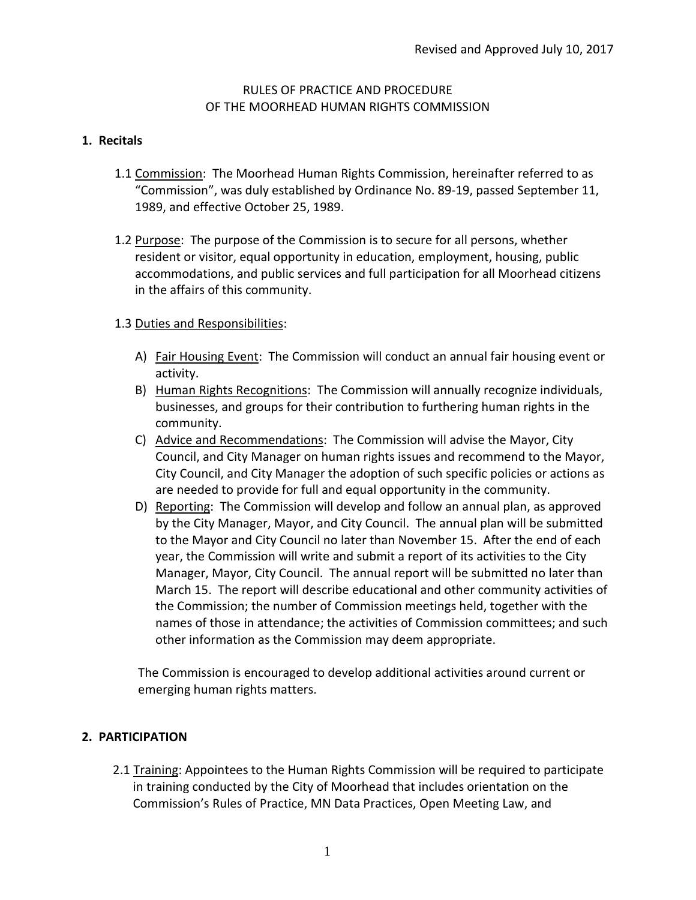Revised and Approved July 10, 2017

# RULES OF PRACTICE AND PROCEDURE OF THE MOORHEAD HUMAN RIGHTS COMMISSION

## 1. Recitals

1.1 Commission: The Moorhead Human Rights Commission, hereinafter referred to as "Commission", was duly established by Ordinance No. 89-19, passed September 11, 1989, and effective October 25, 1989.

1.2 Purpose: The purpose of the Commission is to secure for all persons, whether resident or visitor, equal opportunity in education, employment, housing, public accommodations, and public services and full participation for all Moorhead citizens in the affairs of this community.

1.3 Duties and Responsibilities:

A) Fair Housing Event: The Commission will conduct an annual fair housing event or activity.

B) Human Rights Recognitions: The Commission will annually recognize individuals, businesses, and groups for their contribution to furthering human rights in the community.

C) Advice and Recommendations: The Commission will advise the Mayor, City Council, and City Manager on human rights issues and recommend to the Mayor, City Council, and City Manager the adoption of such specific policies or actions as are needed to provide for full and equal opportunity in the community.

D) Reporting: The Commission will develop and follow an annual plan, as approved by the City Manager, Mayor, and City Council. The annual plan will be submitted to the Mayor and City Council no later than November 15. After the end of each year, the Commission will write and submit a report of its activities to the City Manager, Mayor, City Council. The annual report will be submitted no later than March 15. The report will describe educational and other community activities of the Commission; the number of Commission meetings held, together with the names of those in attendance; the activities of Commission committees; and such other information as the Commission may deem appropriate.

The Commission is encouraged to develop additional activities around current or emerging human rights matters.

## 2. PARTICIPATION

2.1 Training: Appointees to the Human Rights Commission will be required to participate in training conducted by the City of Moorhead that includes orientation on the Commission's Rules of Practice, MN Data Practices, Open Meeting Law, and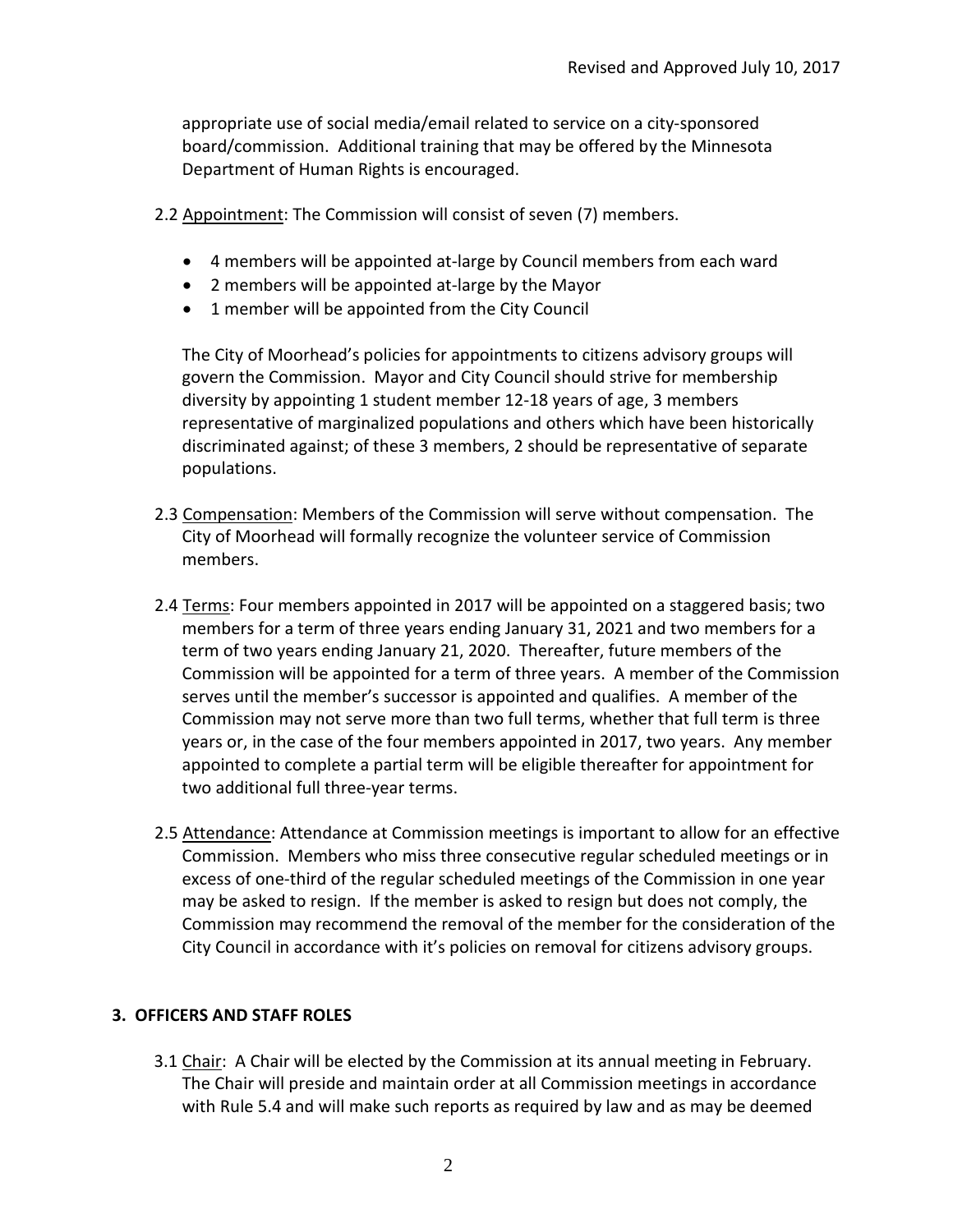appropriate use of social media/email related to service on a city-sponsored board/commission. Additional training that may be offered by the Minnesota Department of Human Rights is encouraged.

2.2 Appointment: The Commission will consist of seven (7) members.

- 4 members will be appointed at-large by Council members from each ward
- 2 members will be appointed at-large by the Mayor
- 1 member will be appointed from the City Council

The City of Moorhead's policies for appointments to citizens advisory groups will govern the Commission. Mayor and City Council should strive for membership diversity by appointing 1 student member 12-18 years of age, 3 members representative of marginalized populations and others which have been historically discriminated against; of these 3 members, 2 should be representative of separate populations.

2.3 Compensation: Members of the Commission will serve without compensation. The City of Moorhead will formally recognize the volunteer service of Commission members.

2.4 Terms: Four members appointed in 2017 will be appointed on a staggered basis; two members for a term of three years ending January 31, 2021 and two members for a term of two years ending January 21, 2020. Thereafter, future members of the Commission will be appointed for a term of three years. A member of the Commission serves until the member's successor is appointed and qualifies. A member of the Commission may not serve more than two full terms, whether that full term is three years or, in the case of the four members appointed in 2017, two years. Any member appointed to complete a partial term will be eligible thereafter for appointment for two additional full three-year terms.

2.5 Attendance: Attendance at Commission meetings is important to allow for an effective Commission. Members who miss three consecutive regular scheduled meetings or in excess of one-third of the regular scheduled meetings of the Commission in one year may be asked to resign. If the member is asked to resign but does not comply, the Commission may recommend the removal of the member for the consideration of the City Council in accordance with it's policies on removal for citizens advisory groups.

## 3. OFFICERS AND STAFF ROLES

3.1 Chair: A Chair will be elected by the Commission at its annual meeting in February. The Chair will preside and maintain order at all Commission meetings in accordance with Rule 5.4 and will make such reports as required by law and as may be deemed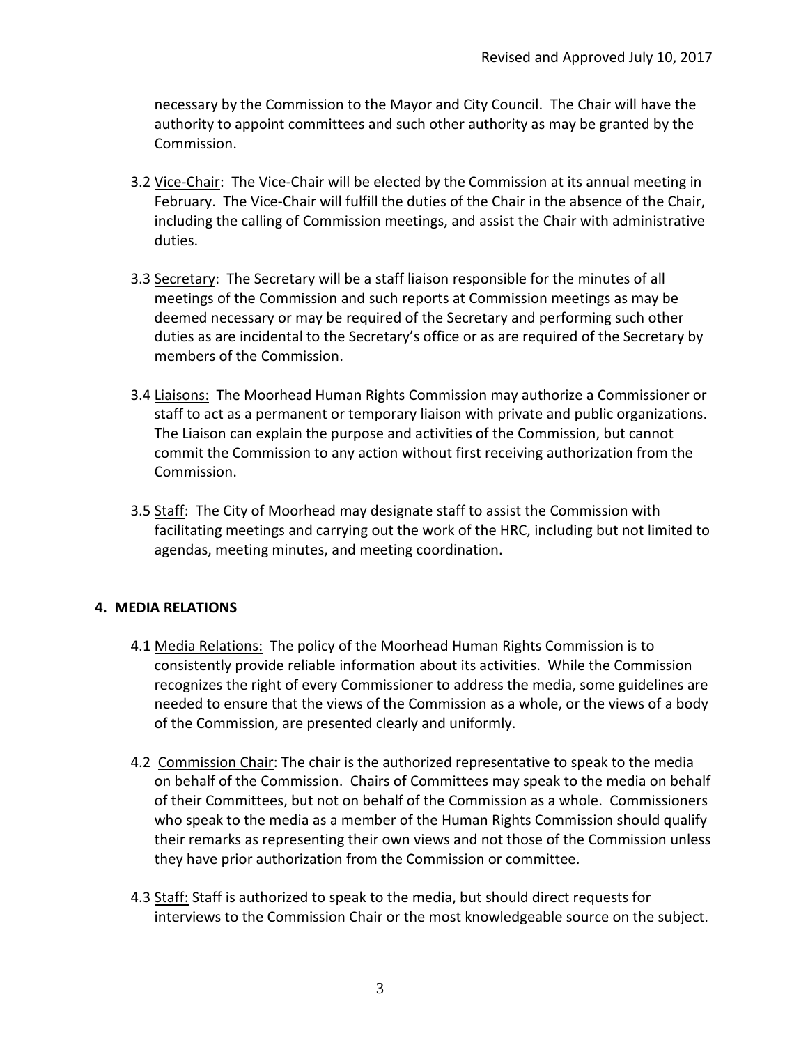necessary by the Commission to the Mayor and City Council. The Chair will have the authority to appoint committees and such other authority as may be granted by the Commission.

3.2 Vice-Chair: The Vice-Chair will be elected by the Commission at its annual meeting in February. The Vice-Chair will fulfill the duties of the Chair in the absence of the Chair, including the calling of Commission meetings, and assist the Chair with administrative duties.

3.3 Secretary: The Secretary will be a staff liaison responsible for the minutes of all meetings of the Commission and such reports at Commission meetings as may be deemed necessary or may be required of the Secretary and performing such other duties as are incidental to the Secretary's office or as are required of the Secretary by members of the Commission.

3.4 Liaisons: The Moorhead Human Rights Commission may authorize a Commissioner or staff to act as a permanent or temporary liaison with private and public organizations. The Liaison can explain the purpose and activities of the Commission, but cannot commit the Commission to any action without first receiving authorization from the Commission.

3.5 Staff: The City of Moorhead may designate staff to assist the Commission with facilitating meetings and carrying out the work of the HRC, including but not limited to agendas, meeting minutes, and meeting coordination.

## 4. MEDIA RELATIONS

4.1 Media Relations: The policy of the Moorhead Human Rights Commission is to consistently provide reliable information about its activities. While the Commission recognizes the right of every Commissioner to address the media, some guidelines are needed to ensure that the views of the Commission as a whole, or the views of a body of the Commission, are presented clearly and uniformly.

4.2 Commission Chair: The chair is the authorized representative to speak to the media on behalf of the Commission. Chairs of Committees may speak to the media on behalf of their Committees, but not on behalf of the Commission as a whole. Commissioners who speak to the media as a member of the Human Rights Commission should qualify their remarks as representing their own views and not those of the Commission unless they have prior authorization from the Commission or committee.

4.3 Staff: Staff is authorized to speak to the media, but should direct requests for interviews to the Commission Chair or the most knowledgeable source on the subject.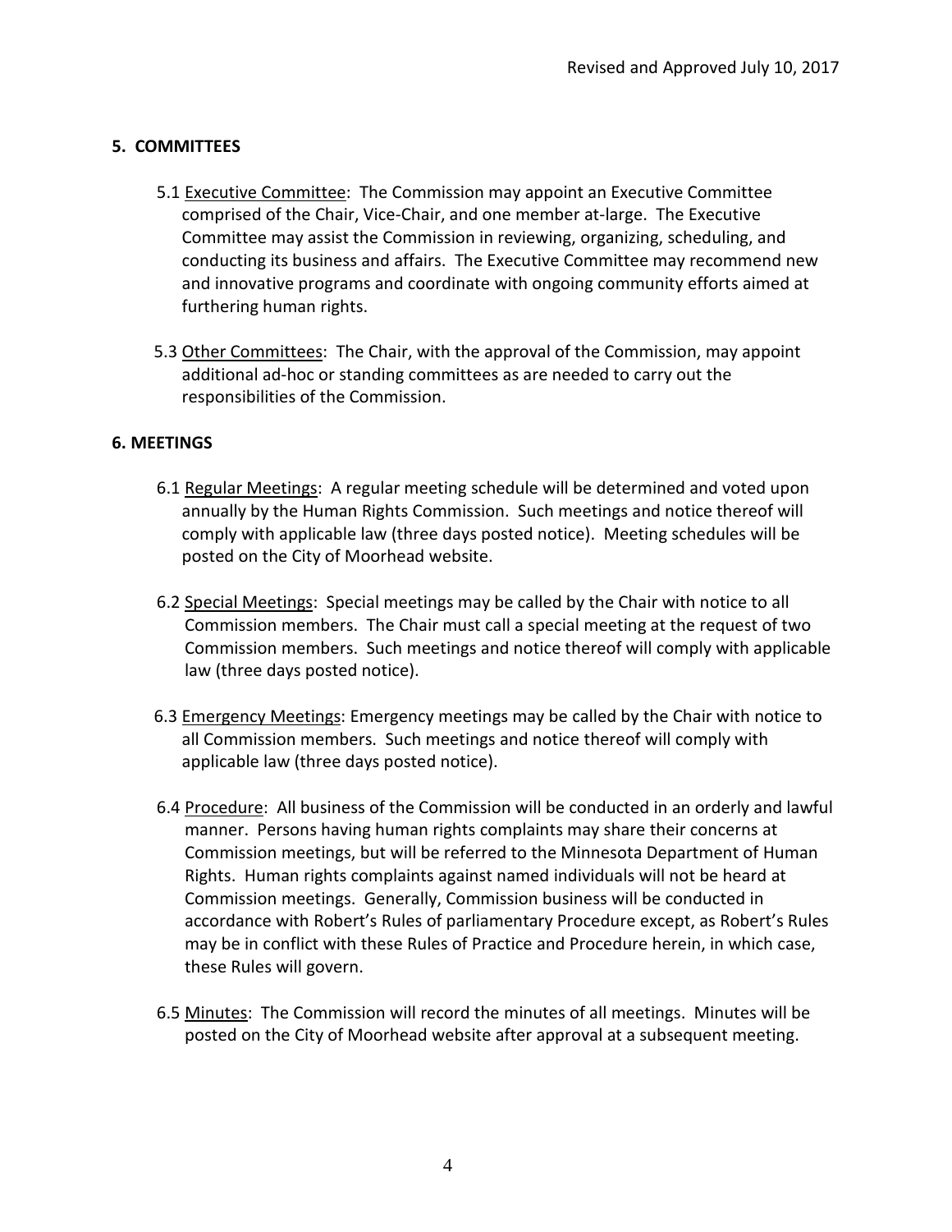## 5. COMMITTEES

5.1 Executive Committee: The Commission may appoint an Executive Committee comprised of the Chair, Vice-Chair, and one member at-large. The Executive Committee may assist the Commission in reviewing, organizing, scheduling, and conducting its business and affairs. The Executive Committee may recommend new and innovative programs and coordinate with ongoing community efforts aimed at furthering human rights.

5.3 Other Committees: The Chair, with the approval of the Commission, may appoint additional ad-hoc or standing committees as are needed to carry out the responsibilities of the Commission.

## 6. MEETINGS

6.1 Regular Meetings: A regular meeting schedule will be determined and voted upon annually by the Human Rights Commission. Such meetings and notice thereof will comply with applicable law (three days posted notice). Meeting schedules will be posted on the City of Moorhead website.

6.2 Special Meetings: Special meetings may be called by the Chair with notice to all Commission members. The Chair must call a special meeting at the request of two Commission members. Such meetings and notice thereof will comply with applicable law (three days posted notice).

6.3 Emergency Meetings: Emergency meetings may be called by the Chair with notice to all Commission members. Such meetings and notice thereof will comply with applicable law (three days posted notice).

6.4 Procedure: All business of the Commission will be conducted in an orderly and lawful manner. Persons having human rights complaints may share their concerns at Commission meetings, but will be referred to the Minnesota Department of Human Rights. Human rights complaints against named individuals will not be heard at Commission meetings. Generally, Commission business will be conducted in accordance with Robert's Rules of parliamentary Procedure except, as Robert's Rules may be in conflict with these Rules of Practice and Procedure herein, in which case, these Rules will govern.

6.5 Minutes: The Commission will record the minutes of all meetings. Minutes will be posted on the City of Moorhead website after approval at a subsequent meeting.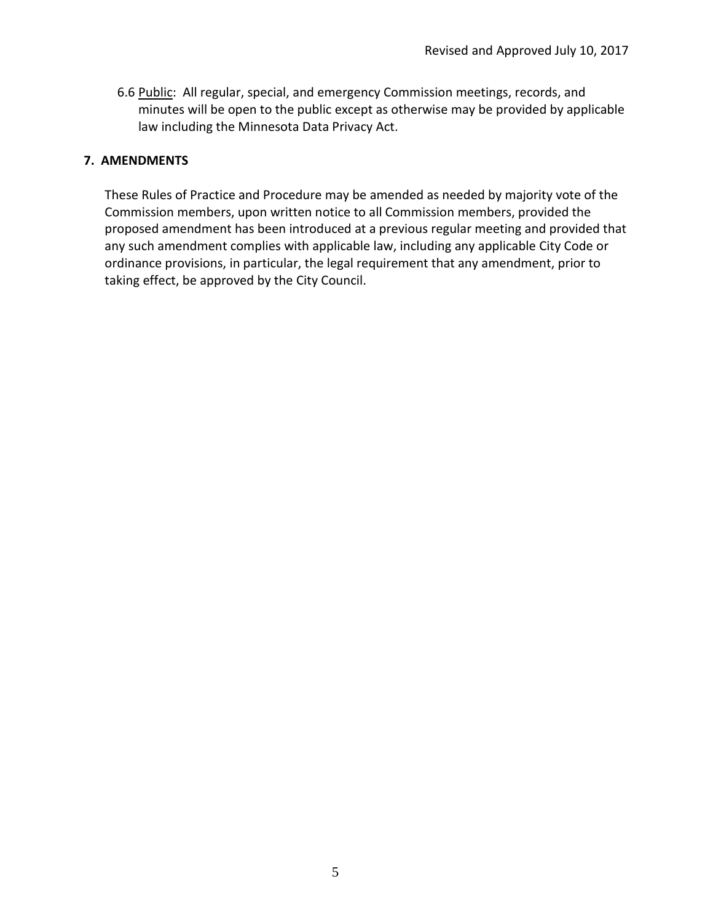6.6 Public: All regular, special, and emergency Commission meetings, records, and minutes will be open to the public except as otherwise may be provided by applicable law including the Minnesota Data Privacy Act.

## 7. AMENDMENTS

These Rules of Practice and Procedure may be amended as needed by majority vote of the Commission members, upon written notice to all Commission members, provided the proposed amendment has been introduced at a previous regular meeting and provided that any such amendment complies with applicable law, including any applicable City Code or ordinance provisions, in particular, the legal requirement that any amendment, prior to taking effect, be approved by the City Council.